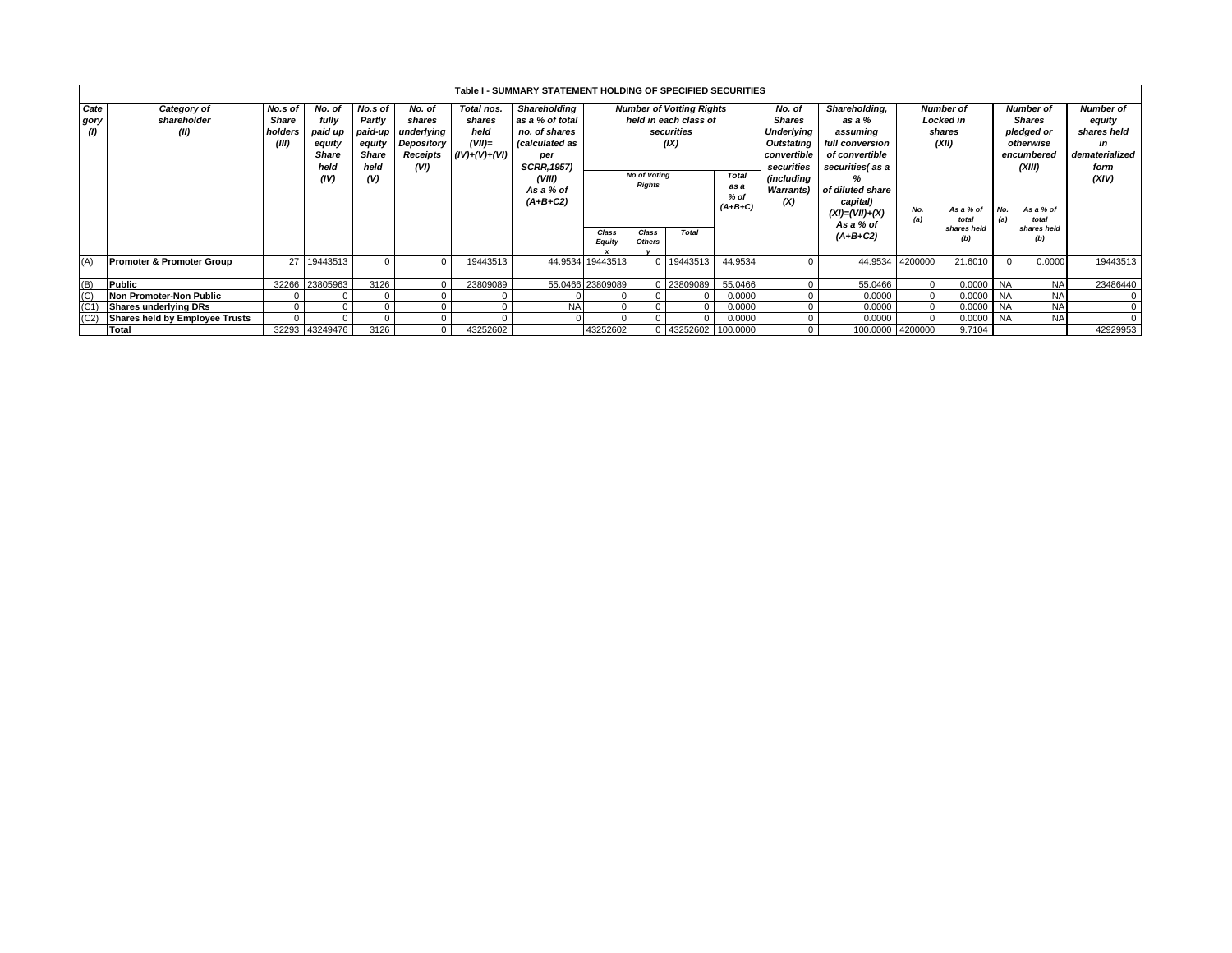# Table I - SUMMARY STATEMENT HOLDING OF SPECIFIED SECURITIES

| Category (I) | Category of shareholder (II) | No.s of Share holders (III) | No. of fully paid up equity Share held (IV) | No.s of Partly paid-up equity Share held (V) | No. of shares underlying Depository Receipts (VI) | Total nos. shares held (VII)= (IV)+(V)+(VI) | Shareholding as a % of total no. of shares (calculated as per SCRR,1957) (VIII) As a % of (A+B+C2) | Number of Votting Rights held in each class of securities (IX) | | | | No. of Shares Underlying Outstating convertible securities (including Warrants) (X) | Shareholding, as a % assuming full conversion of convertible securities( as a % of diluted share capital) (XI)=(VII)+(X) As a % of (A+B+C2) | Number of Locked in shares (XII) | | Number of Shares pledged or otherwise encumbered (XIII) | | Number of equity shares held in dematerialized form (XIV) |
|---|---|---|---|---|---|---|---|---|---|---|---|---|---|---|---|---|---|---|
| | | | | | | | | No of Voting Rights | | | Total as a % of (A+B+C) | | | No. (a) | As a % of total shares held (b) | No. (a) | As a % of total shares held (b) | |
| | | | | | | | | Class Equity x | Class Others y | Total | | | | | | | | |
| (A) | **Promoter & Promoter Group** | 27 | 19443513 | 0 | 0 | 19443513 | 44.9534 | 19443513 | 0 | 19443513 | 44.9534 | 0 | 44.9534 | 4200000 | 21.6010 | 0 | 0.0000 | 19443513 |
| (B) | **Public** | 32266 | 23805963 | 3126 | 0 | 23809089 | 55.0466 | 23809089 | 0 | 23809089 | 55.0466 | 0 | 55.0466 | 0 | 0.0000 | NA | NA | 23486440 |
| (C) | **Non Promoter-Non Public** | 0 | 0 | 0 | 0 | 0 | 0 | 0 | 0 | 0 | 0.0000 | 0 | 0.0000 | 0 | 0.0000 | NA | NA | 0 |
| (C1) | **Shares underlying DRs** | 0 | 0 | 0 | 0 | 0 | NA | 0 | 0 | 0 | 0.0000 | 0 | 0.0000 | 0 | 0.0000 | NA | NA | 0 |
| (C2) | **Shares held by Employee Trusts** | 0 | 0 | 0 | 0 | 0 | 0 | 0 | 0 | 0 | 0.0000 | 0 | 0.0000 | 0 | 0.0000 | NA | NA | 0 |
| | **Total** | 32293 | 43249476 | 3126 | 0 | 43252602 | | 43252602 | 0 | 43252602 | 100.0000 | 0 | 100.0000 | 4200000 | 9.7104 | | | 42929953 |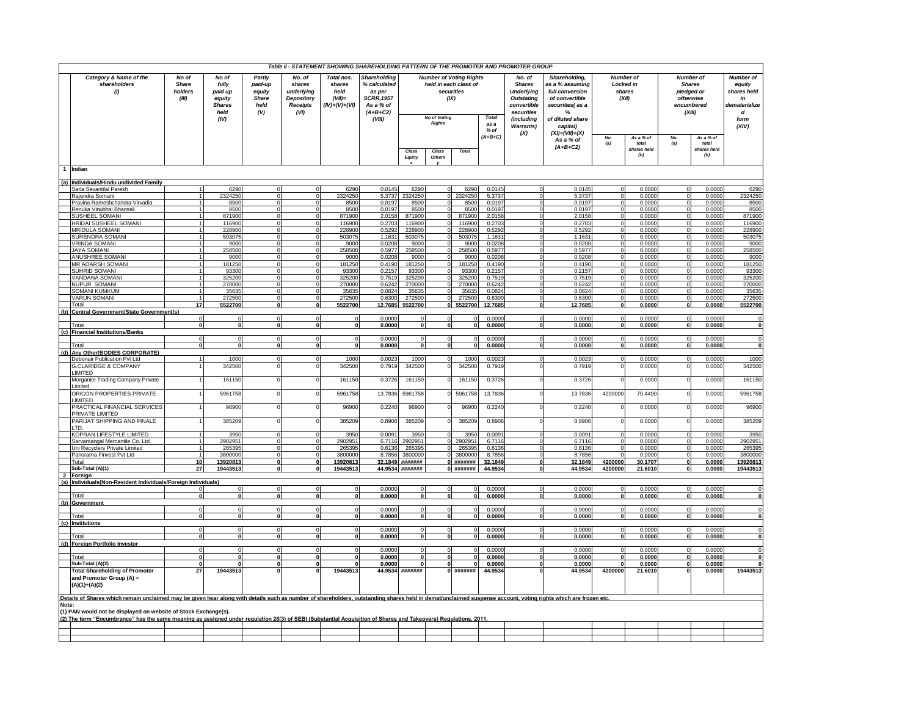## Table II - STATEMENT SHOWING SHAREHOLDING PATTERN OF THE PROMOTER AND PROMOTER GROUP

| | Category & Name of the shareholders (I) | No of Share holders (III) | No of fully paid up equity Shares held (IV) | Partly paid-up equity Share held (V) | No. of shares underlying Depository Receipts (VI) | Total nos. shares held (VII)= (IV)+(V)+(VI) | Shareholding % calculated as per SCRR,1957 As a % of (A+B+C2) (VIII) | Number of Voting Rights held in each class of securities (IX) | | | | No. of Shares Underlying Outstating convertible securities (including Warrants) (X) | Shareholding, as a % assuming full conversion of convertible securities( as a % of diluted share capital) (XI)=(VII)+(X) As a % of (A+B+C2) | Number of Locked in shares (XII) | | Number of Shares pledged or otherwise encumbered (XIII) | | Number of equity shares held in dematerialize d form (XIV) |
|---|---|---|---|---|---|---|---|---|---|---|---|---|---|---|---|---|---|---|
| | | | | | | | | No of Voting Rights | | | Total as a % of (A+B+C) | | | No. (a) | As a % of total shares held (b) | No. (a) | As a % of total shares held (b) | |
| | | | | | | | | Class Equity x | Class Others y | Total | | | | | | | | |
| 1 | Indian | | | | | | | | | | | | | | | | | |
| (a) | Individuals/Hindu undivided Family | | | | | | | | | | | | | | | | | |
| | Sarla Sevantilal Parekh | 1 | 6290 | 0 | 0 | 6290 | 0.0145 | 6290 | 0 | 6290 | 0.0145 | 0 | 0.0145 | 0 | 0.0000 | 0 | 0.0000 | 6290 |
| | Rajendra Somani | 1 | 2324250 | 0 | 0 | 2324250 | 5.3737 | 2324250 | 0 | 2324250 | 5.3737 | 0 | 5.3737 | 0 | 0.0000 | 0 | 0.0000 | 2324250 |
| | Pravina Rameshchandra Virvadia | 1 | 8500 | 0 | 0 | 8500 | 0.0197 | 8500 | 0 | 8500 | 0.0197 | 0 | 0.0197 | 0 | 0.0000 | 0 | 0.0000 | 8500 |
| | Renuka Vinubhai Bhansali | 1 | 8500 | 0 | 0 | 8500 | 0.0197 | 8500 | 0 | 8500 | 0.0197 | 0 | 0.0197 | 0 | 0.0000 | 0 | 0.0000 | 8500 |
| | SUSHEEL SOMANI | 1 | 871900 | 0 | 0 | 871900 | 2.0158 | 871900 | 0 | 871900 | 2.0158 | 0 | 2.0158 | 0 | 0.0000 | 0 | 0.0000 | 871900 |
| | HRIDAI SUSHEEL SOMANI | 1 | 116900 | 0 | 0 | 116900 | 0.2703 | 116900 | 0 | 116900 | 0.2703 | 0 | 0.2703 | 0 | 0.0000 | 0 | 0.0000 | 116900 |
| | MRIDULA SOMANI | 1 | 228900 | 0 | 0 | 228900 | 0.5292 | 228900 | 0 | 228900 | 0.5292 | 0 | 0.5292 | 0 | 0.0000 | 0 | 0.0000 | 228900 |
| | SURENDRA SOMANI | 1 | 503075 | 0 | 0 | 503075 | 1.1631 | 503075 | 0 | 503075 | 1.1631 | 0 | 1.1631 | 0 | 0.0000 | 0 | 0.0000 | 503075 |
| | VRINDA SOMANI | 1 | 9000 | 0 | 0 | 9000 | 0.0208 | 9000 | 0 | 9000 | 0.0208 | 0 | 0.0208 | 0 | 0.0000 | 0 | 0.0000 | 9000 |
| | JAYA SOMANI | 1 | 258500 | 0 | 0 | 258500 | 0.5977 | 258500 | 0 | 258500 | 0.5977 | 0 | 0.5977 | 0 | 0.0000 | 0 | 0.0000 | 258500 |
| | ANUSHREE SOMANI | 1 | 9000 | 0 | 0 | 9000 | 0.0208 | 9000 | 0 | 9000 | 0.0208 | 0 | 0.0208 | 0 | 0.0000 | 0 | 0.0000 | 9000 |
| | MR ADARSH SOMANI | 1 | 181250 | 0 | 0 | 181250 | 0.4190 | 181250 | 0 | 181250 | 0.4190 | 0 | 0.4190 | 0 | 0.0000 | 0 | 0.0000 | 181250 |
| | SUHRID SOMANI | 1 | 93300 | 0 | 0 | 93300 | 0.2157 | 93300 | 0 | 93300 | 0.2157 | 0 | 0.2157 | 0 | 0.0000 | 0 | 0.0000 | 93300 |
| | VANDANA SOMANI | 1 | 325200 | 0 | 0 | 325200 | 0.7519 | 325200 | 0 | 325200 | 0.7519 | 0 | 0.7519 | 0 | 0.0000 | 0 | 0.0000 | 325200 |
| | NUPUR SOMANI | 1 | 270000 | 0 | 0 | 270000 | 0.6242 | 270000 | 0 | 270000 | 0.6242 | 0 | 0.6242 | 0 | 0.0000 | 0 | 0.0000 | 270000 |
| | SOMANI KUMKUM | 1 | 35635 | 0 | 0 | 35635 | 0.0824 | 35635 | 0 | 35635 | 0.0824 | 0 | 0.0824 | 0 | 0.0000 | 0 | 0.0000 | 35635 |
| | VARUN SOMANI | 1 | 272500 | 0 | 0 | 272500 | 0.6300 | 272500 | 0 | 272500 | 0.6300 | 0 | 0.6300 | 0 | 0.0000 | 0 | 0.0000 | 272500 |
| | **Total** | **17** | **5522700** | **0** | **0** | **5522700** | **12.7685** | **5522700** | **0** | **5522700** | **12.7685** | **0** | **12.7685** | **0** | **0.0000** | **0** | **0.0000** | **5522700** |
| (b) | Central Government/State Government(s) | | | | | | | | | | | | | | | | | |
| | | 0 | 0 | 0 | 0 | 0 | 0.0000 | 0 | 0 | 0 | 0.0000 | 0 | 0.0000 | 0 | 0.0000 | 0 | 0.0000 | 0 |
| | Total | **0** | **0** | **0** | **0** | **0** | **0.0000** | **0** | **0** | **0** | **0.0000** | **0** | **0.0000** | **0** | **0.0000** | **0** | **0.0000** | **0** |
| (c) | Financial Institutions/Banks | | | | | | | | | | | | | | | | | |
| | | 0 | 0 | 0 | 0 | 0 | 0.0000 | 0 | 0 | 0 | 0.0000 | 0 | 0.0000 | 0 | 0.0000 | 0 | 0.0000 | 0 |
| | Total | **0** | **0** | **0** | **0** | **0** | **0.0000** | **0** | **0** | **0** | **0.0000** | **0** | **0.0000** | **0** | **0.0000** | **0** | **0.0000** | **0** |
| (d) | Any Other(BODIES CORPORATE) | | | | | | | | | | | | | | | | | |
| | Debonair Publication Pvt Ltd | 1 | 1000 | 0 | 0 | 1000 | 0.0023 | 1000 | 0 | 1000 | 0.0023 | 0 | 0.0023 | 0 | 0.0000 | 0 | 0.0000 | 1000 |
| | G.CLARIDGE & COMPANY LIMITED | 1 | 342500 | 0 | 0 | 342500 | 0.7919 | 342500 | 0 | 342500 | 0.7919 | 0 | 0.7919 | 0 | 0.0000 | 0 | 0.0000 | 342500 |
| | Morganite Trading Company Private Limited | 1 | 161150 | 0 | 0 | 161150 | 0.3726 | 161150 | 0 | 161150 | 0.3726 | 0 | 0.3726 | 0 | 0.0000 | 0 | 0.0000 | 161150 |
| | ORICON PROPERTIES PRIVATE LIMITED | 1 | 5961758 | 0 | 0 | 5961758 | 13.7836 | 5961758 | 0 | 5961758 | 13.7836 | 0 | 13.7836 | 4200000 | 70.4490 | 0 | 0.0000 | 5961758 |
| | PRACTICAL FINANCIAL SERVICES PRIVATE LIMITED | 1 | 96900 | 0 | 0 | 96900 | 0.2240 | 96900 | 0 | 96900 | 0.2240 | 0 | 0.2240 | 0 | 0.0000 | 0 | 0.0000 | 96900 |
| | PARIJAT SHIPPING AND FINALE LTD. | 1 | 385209 | 0 | 0 | 385209 | 0.8906 | 385209 | 0 | 385209 | 0.8906 | 0 | 0.8906 | 0 | 0.0000 | 0 | 0.0000 | 385209 |
| | KOPRAN LIFESTYLE LIMITED | 1 | 3950 | 0 | 0 | 3950 | 0.0091 | 3950 | 0 | 3950 | 0.0091 | 0 | 0.0091 | 0 | 0.0000 | 0 | 0.0000 | 3950 |
| | Sarvamangal Mercantile Co. Ltd. | 1 | 2902951 | 0 | 0 | 2902951 | 6.7116 | 2902951 | 0 | 2902951 | 6.7116 | 0 | 6.7116 | 0 | 0.0000 | 0 | 0.0000 | 2902951 |
| | Uni Recyclers Private Limited | 1 | 265395 | 0 | 0 | 265395 | 0.6136 | 265395 | 0 | 265395 | 0.6136 | 0 | 0.6136 | 0 | 0.0000 | 0 | 0.0000 | 265395 |
| | Panorama Finvest Pvt Ltd | 1 | 3800000 | 0 | 0 | 3800000 | 8.7856 | 3800000 | 0 | 3800000 | 8.7856 | 0 | 8.7856 | 0 | 0.0000 | 0 | 0.0000 | 3800000 |
| | Total | **10** | **13920813** | **0** | **0** | **13920813** | **32.1849** | **#######** | **0** | **#######** | **32.1849** | **0** | **32.1849** | **4200000** | **30.1707** | **0** | **0.0000** | **13920813** |
| | Sub-Total (A)(1) | **27** | **19443513** | **0** | **0** | **19443513** | **44.9534** | **#######** | **0** | **#######** | **44.9534** | **0** | **44.9534** | **4200000** | **21.6010** | **0** | **0.0000** | **19443513** |
| 2 | Foreign | | | | | | | | | | | | | | | | | |
| (a) | Individuals(Non-Resident Individuals/Foreign Individuals) | | | | | | | | | | | | | | | | | |
| | | 0 | 0 | 0 | 0 | 0 | 0.0000 | 0 | 0 | 0 | 0.0000 | 0 | 0.0000 | 0 | 0.0000 | 0 | 0.0000 | 0 |
| | Total | **0** | **0** | **0** | **0** | **0** | **0.0000** | **0** | **0** | **0** | **0.0000** | **0** | **0.0000** | **0** | **0.0000** | **0** | **0.0000** | **0** |
| (b) | Government | | | | | | | | | | | | | | | | | |
| | | 0 | 0 | 0 | 0 | 0 | 0.0000 | 0 | 0 | 0 | 0.0000 | 0 | 0.0000 | 0 | 0.0000 | 0 | 0.0000 | 0 |
| | Total | **0** | **0** | **0** | **0** | **0** | **0.0000** | **0** | **0** | **0** | **0.0000** | **0** | **0.0000** | **0** | **0.0000** | **0** | **0.0000** | **0** |
| (c) | Institutions | | | | | | | | | | | | | | | | | |
| | | 0 | 0 | 0 | 0 | 0 | 0.0000 | 0 | 0 | 0 | 0.0000 | 0 | 0.0000 | 0 | 0.0000 | 0 | 0.0000 | 0 |
| | Total | **0** | **0** | **0** | **0** | **0** | **0.0000** | **0** | **0** | **0** | **0.0000** | **0** | **0.0000** | **0** | **0.0000** | **0** | **0.0000** | **0** |
| (d) | Foreign Portfolio Investor | | | | | | | | | | | | | | | | | |
| | | 0 | 0 | 0 | 0 | 0 | 0.0000 | 0 | 0 | 0 | 0.0000 | 0 | 0.0000 | 0 | 0.0000 | 0 | 0.0000 | 0 |
| | Total | **0** | **0** | **0** | **0** | **0** | **0.0000** | **0** | **0** | **0** | **0.0000** | **0** | **0.0000** | **0** | **0.0000** | **0** | **0.0000** | **0** |
| | Sub-Total (A)(2) | **0** | **0** | **0** | **0** | **0** | **0.0000** | **0** | **0** | **0** | **0.0000** | **0** | **0.0000** | **0** | **0.0000** | **0** | **0.0000** | **0** |
| | **Total Shareholding of Promoter and Promoter Group (A) = (A)(1)+(A)(2)** | **27** | **19443513** | **0** | **0** | **19443513** | **44.9534** | **#######** | **0** | **#######** | **44.9534** | **0** | **44.9534** | **4200000** | **21.6010** | **0** | **0.0000** | **19443513** |

**Details of Shares which remain unclaimed may be given hear along with details such as number of shareholders, outstanding shares held in demat/unclaimed suspense account, voting rights which are frozen etc.**

**Note:**

**(1) PAN would not be displayed on website of Stock Exchange(s).**

**(2) The term "Encumbrance" has the same meaning as assigned under regulation 28(3) of SEBI (Substantial Acquisition of Shares and Takeovers) Regulations, 2011.**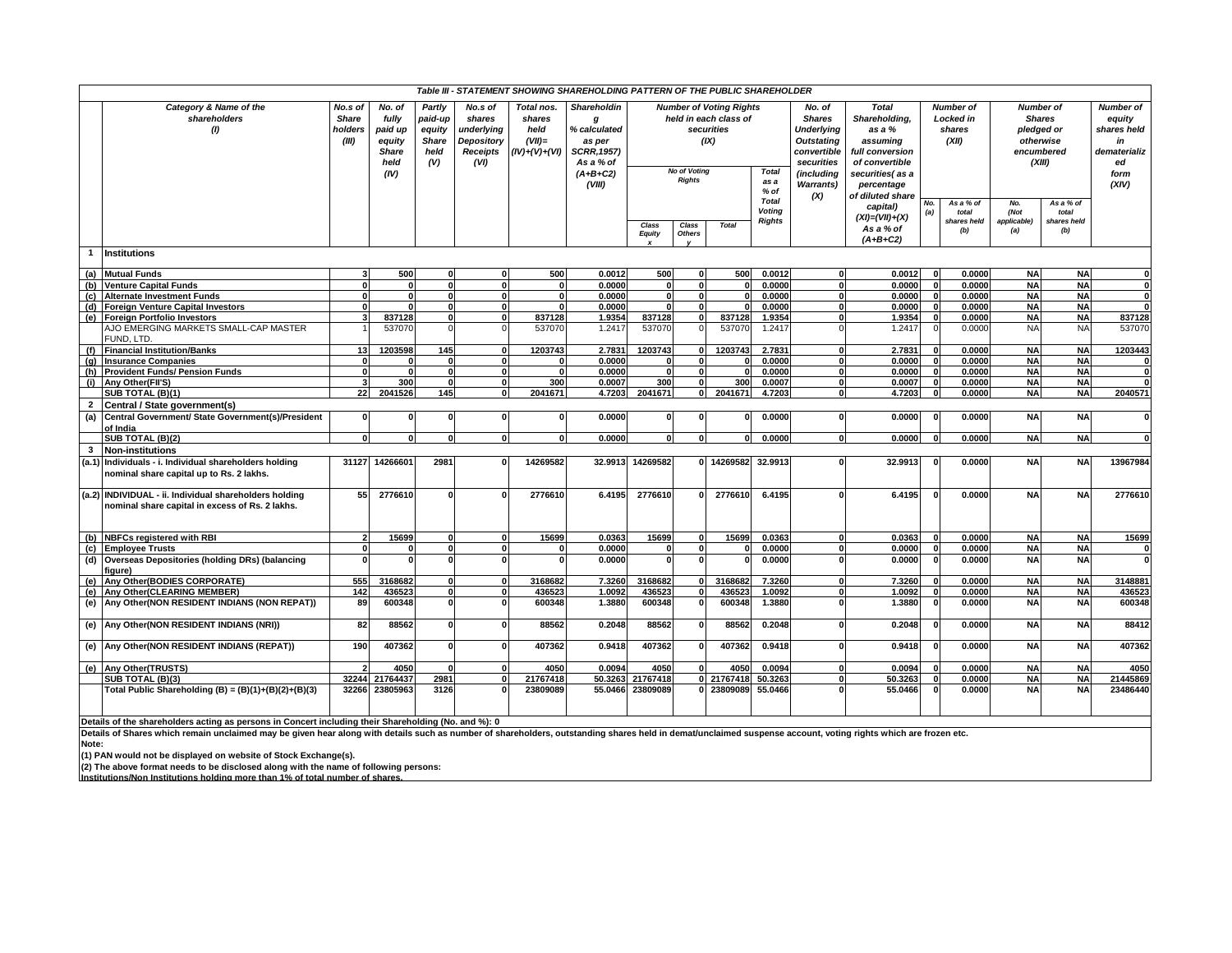## Table III - STATEMENT SHOWING SHAREHOLDING PATTERN OF THE PUBLIC SHAREHOLDER

| | Category & Name of the shareholders (I) | No.s of Share holders (III) | No. of fully paid up equity Share held (IV) | Partly paid-up equity Share held (V) | No.s of shares underlying Depository Receipts (VI) | Total nos. shares held (VII)= (IV)+(V)+(VI) | Shareholding % calculated as per SCRR,1957) As a % of (A+B+C2) (VIII) | Number of Voting Rights held in each class of securities (IX) | | | | No. of Shares Underlying Outstating convertible securities (including Warrants) (X) | Total Shareholding, as a % assuming full conversion of convertible securities( as a percentage of diluted share capital) (XI)=(VII)+(X) As a % of (A+B+C2) | Number of Locked in shares (XII) | | Number of Shares pledged or otherwise encumbered (XIII) | | Number of equity shares held in dematerialized form (XIV) |
|---|---|---|---|---|---|---|---|---|---|---|---|---|---|---|---|---|---|---|
| | | | | | | | | No of Voting Rights | | | Total as a % of Total Voting Rights | | | No. (a) | As a % of total shares held (b) | No. (Not applicable) (a) | As a % of total shares held (b) | |
| | | | | | | | | Class Equity x | Class Others y | Total | | | | | | | | |
| 1 | Institutions | | | | | | | | | | | | | | | | | |
| (a) | Mutual Funds | 3 | 500 | 0 | 0 | 500 | 0.0012 | 500 | 0 | 500 | 0.0012 | 0 | 0.0012 | 0 | 0.0000 | NA | NA | 0 |
| (b) | Venture Capital Funds | 0 | 0 | 0 | 0 | 0 | 0.0000 | 0 | 0 | 0 | 0.0000 | 0 | 0.0000 | 0 | 0.0000 | NA | NA | 0 |
| (c) | Alternate Investment Funds | 0 | 0 | 0 | 0 | 0 | 0.0000 | 0 | 0 | 0 | 0.0000 | 0 | 0.0000 | 0 | 0.0000 | NA | NA | 0 |
| (d) | Foreign Venture Capital Investors | 0 | 0 | 0 | 0 | 0 | 0.0000 | 0 | 0 | 0 | 0.0000 | 0 | 0.0000 | 0 | 0.0000 | NA | NA | 0 |
| (e) | Foreign Portfolio Investors | 3 | 837128 | 0 | 0 | 837128 | 1.9354 | 837128 | 0 | 837128 | 1.9354 | 0 | 1.9354 | 0 | 0.0000 | NA | NA | 837128 |
| | AJO EMERGING MARKETS SMALL-CAP MASTER FUND, LTD. | 1 | 537070 | 0 | 0 | 537070 | 1.2417 | 537070 | 0 | 537070 | 1.2417 | 0 | 1.2417 | 0 | 0.0000 | NA | NA | 537070 |
| (f) | Financial Institution/Banks | 13 | 1203598 | 145 | 0 | 1203743 | 2.7831 | 1203743 | 0 | 1203743 | 2.7831 | 0 | 2.7831 | 0 | 0.0000 | NA | NA | 1203443 |
| (g) | Insurance Companies | 0 | 0 | 0 | 0 | 0 | 0.0000 | 0 | 0 | 0 | 0.0000 | 0 | 0.0000 | 0 | 0.0000 | NA | NA | 0 |
| (h) | Provident Funds/ Pension Funds | 0 | 0 | 0 | 0 | 0 | 0.0000 | 0 | 0 | 0 | 0.0000 | 0 | 0.0000 | 0 | 0.0000 | NA | NA | 0 |
| (i) | Any Other(FII'S) | 3 | 300 | 0 | 0 | 300 | 0.0007 | 300 | 0 | 300 | 0.0007 | 0 | 0.0007 | 0 | 0.0000 | NA | NA | 0 |
| | SUB TOTAL (B)(1) | 22 | 2041526 | 145 | 0 | 2041671 | 4.7203 | 2041671 | 0 | 2041671 | 4.7203 | 0 | 4.7203 | 0 | 0.0000 | NA | NA | 2040571 |
| 2 | Central / State government(s) | | | | | | | | | | | | | | | | | |
| (a) | Central Government/ State Government(s)/President of India | 0 | 0 | 0 | 0 | 0 | 0.0000 | 0 | 0 | 0 | 0.0000 | 0 | 0.0000 | 0 | 0.0000 | NA | NA | 0 |
| | SUB TOTAL (B)(2) | 0 | 0 | 0 | 0 | 0 | 0.0000 | 0 | 0 | 0 | 0.0000 | 0 | 0.0000 | 0 | 0.0000 | NA | NA | 0 |
| 3 | Non-institutions | | | | | | | | | | | | | | | | | |
| (a.1) | Individuals - i. Individual shareholders holding nominal share capital up to Rs. 2 lakhs. | 31127 | 14266601 | 2981 | 0 | 14269582 | 32.9913 | 14269582 | 0 | 14269582 | 32.9913 | 0 | 32.9913 | 0 | 0.0000 | NA | NA | 13967984 |
| (a.2) | INDIVIDUAL - ii. Individual shareholders holding nominal share capital in excess of Rs. 2 lakhs. | 55 | 2776610 | 0 | 0 | 2776610 | 6.4195 | 2776610 | 0 | 2776610 | 6.4195 | 0 | 6.4195 | 0 | 0.0000 | NA | NA | 2776610 |
| (b) | NBFCs registered with RBI | 2 | 15699 | 0 | 0 | 15699 | 0.0363 | 15699 | 0 | 15699 | 0.0363 | 0 | 0.0363 | 0 | 0.0000 | NA | NA | 15699 |
| (c) | Employee Trusts | 0 | 0 | 0 | 0 | 0 | 0.0000 | 0 | 0 | 0 | 0.0000 | 0 | 0.0000 | 0 | 0.0000 | NA | NA | 0 |
| (d) | Overseas Depositories (holding DRs) (balancing figure) | 0 | 0 | 0 | 0 | 0 | 0.0000 | 0 | 0 | 0 | 0.0000 | 0 | 0.0000 | 0 | 0.0000 | NA | NA | 0 |
| (e) | Any Other(BODIES CORPORATE) | 555 | 3168682 | 0 | 0 | 3168682 | 7.3260 | 3168682 | 0 | 3168682 | 7.3260 | 0 | 7.3260 | 0 | 0.0000 | NA | NA | 3148881 |
| (e) | Any Other(CLEARING MEMBER) | 142 | 436523 | 0 | 0 | 436523 | 1.0092 | 436523 | 0 | 436523 | 1.0092 | 0 | 1.0092 | 0 | 0.0000 | NA | NA | 436523 |
| (e) | Any Other(NON RESIDENT INDIANS (NON REPAT)) | 89 | 600348 | 0 | 0 | 600348 | 1.3880 | 600348 | 0 | 600348 | 1.3880 | 0 | 1.3880 | 0 | 0.0000 | NA | NA | 600348 |
| (e) | Any Other(NON RESIDENT INDIANS (NRI)) | 82 | 88562 | 0 | 0 | 88562 | 0.2048 | 88562 | 0 | 88562 | 0.2048 | 0 | 0.2048 | 0 | 0.0000 | NA | NA | 88412 |
| (e) | Any Other(NON RESIDENT INDIANS (REPAT)) | 190 | 407362 | 0 | 0 | 407362 | 0.9418 | 407362 | 0 | 407362 | 0.9418 | 0 | 0.9418 | 0 | 0.0000 | NA | NA | 407362 |
| (e) | Any Other(TRUSTS) | 2 | 4050 | 0 | 0 | 4050 | 0.0094 | 4050 | 0 | 4050 | 0.0094 | 0 | 0.0094 | 0 | 0.0000 | NA | NA | 4050 |
| | SUB TOTAL (B)(3) | 32244 | 21764437 | 2981 | 0 | 21767418 | 50.3263 | 21767418 | 0 | 21767418 | 50.3263 | 0 | 50.3263 | 0 | 0.0000 | NA | NA | 21445869 |
| | Total Public Shareholding (B) = (B)(1)+(B)(2)+(B)(3) | 32266 | 23805963 | 3126 | 0 | 23809089 | 55.0466 | 23809089 | 0 | 23809089 | 55.0466 | 0 | 55.0466 | 0 | 0.0000 | NA | NA | 23486440 |

**Details of the shareholders acting as persons in Concert including their Shareholding (No. and %): 0**

**Details of Shares which remain unclaimed may be given hear along with details such as number of shareholders, outstanding shares held in demat/unclaimed suspense account, voting rights which are frozen etc.**

**Note:**

**(1) PAN would not be displayed on website of Stock Exchange(s).**

**(2) The above format needs to be disclosed along with the name of following persons:**

**Institutions/Non Institutions holding more than 1% of total number of shares.**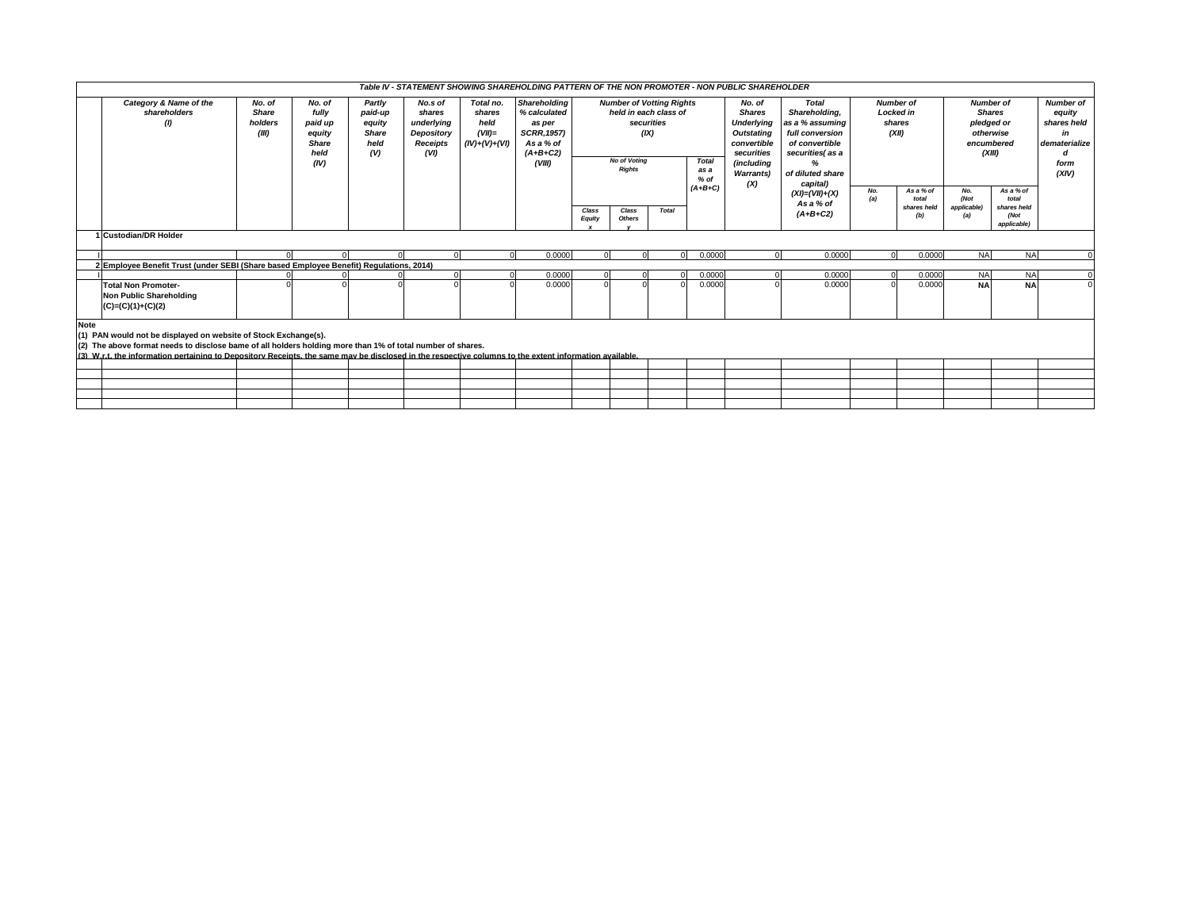### Table IV - STATEMENT SHOWING SHAREHOLDING PATTERN OF THE NON PROMOTER - NON PUBLIC SHAREHOLDER

| | Category & Name of the shareholders (I) | No. of Share holders (III) | No. of fully paid up equity Share held (IV) | Partly paid-up equity Share held (V) | No.s of shares underlying Depository Receipts (VI) | Total no. shares held (VII)= (IV)+(V)+(VI) | Shareholding % calculated as per SCRR,1957) As a % of (A+B+C2) (VIII) | Number of Votting Rights held in each class of securities (IX) | | | | No. of Shares Underlying Outstating convertible securities (including Warrants) (X) | Total Shareholding, as a % assuming full conversion of convertible securities( as a % of diluted share capital) (XI)=(VII)+(X) As a % of (A+B+C2) | Number of Locked in shares (XII) | | Number of Shares pledged or otherwise encumbered (XIII) | | Number of equity shares held in dematerialized form (XIV) |
|---|---|---|---|---|---|---|---|---|---|---|---|---|---|---|---|---|---|---|
| | | | | | | | | No of Voting Rights | | | Total as a % of (A+B+C) | | | No. (a) | As a % of total shares held (b) | No. (Not applicable) (a) | As a % of total shares held (Not applicable) | |
| | | | | | | | | Class Equity x | Class Others y | Total | | | | | | | | |
| 1 | Custodian/DR Holder | | | | | | | | | | | | | | | | | |
| I | | 0 | 0 | 0 | 0 | 0 | 0.0000 | 0 | 0 | 0 | 0.0000 | 0 | 0.0000 | 0 | 0.0000 | NA | NA | 0 |
| 2 | Employee Benefit Trust (under SEBI (Share based Employee Benefit) Regulations, 2014) | | | | | | | | | | | | | | | | | |
| I | | 0 | 0 | 0 | 0 | 0 | 0.0000 | 0 | 0 | 0 | 0.0000 | 0 | 0.0000 | 0 | 0.0000 | NA | NA | 0 |
| | **Total Non Promoter- Non Public Shareholding (C)=(C)(1)+(C)(2)** | 0 | 0 | 0 | 0 | 0 | 0.0000 | 0 | 0 | 0 | 0.0000 | 0 | 0.0000 | 0 | 0.0000 | **NA** | **NA** | 0 |

**Note**

**(1) PAN would not be displayed on website of Stock Exchange(s).**

**(2) The above format needs to disclose bame of all holders holding more than 1% of total number of shares.**

**(3) W.r.t. the information pertaining to Depository Receipts, the same may be disclosed in the respective columns to the extent information available.**